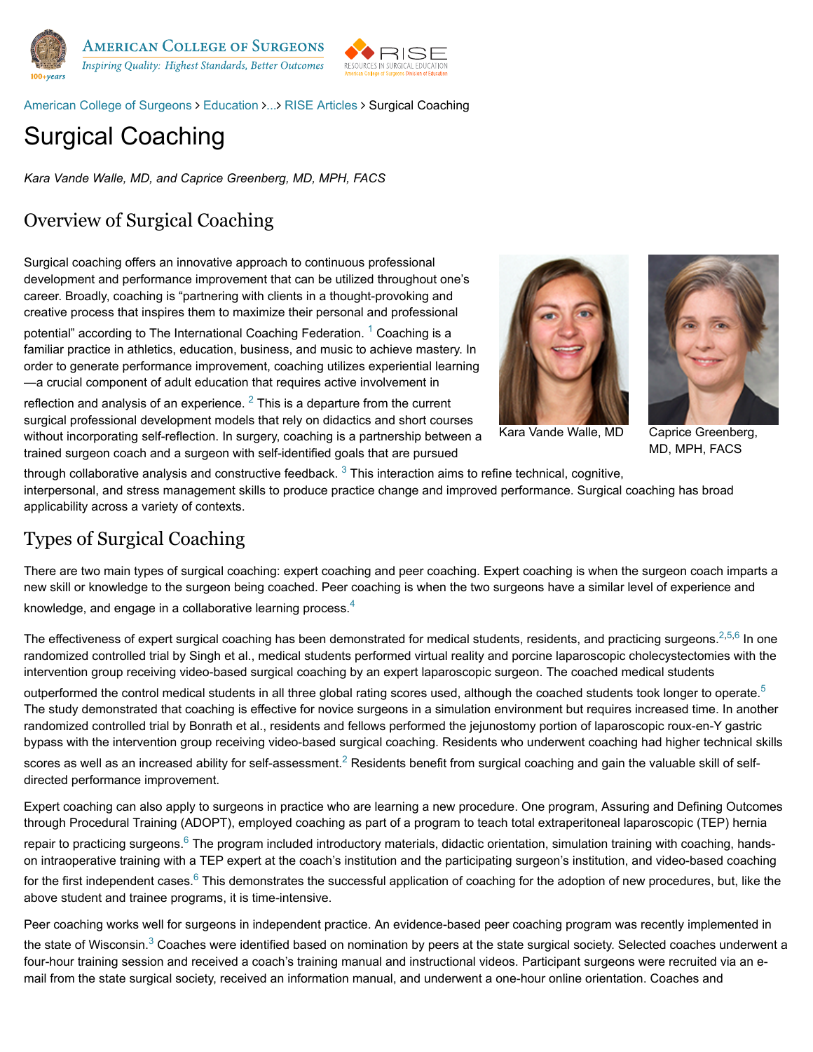American College of Surgeons > Education >...> RISE Articles > Surgical Coaching

# Surgical Coaching

*Kara Vande Walle, MD, and Caprice Greenberg, MD, MPH, FACS*

## Overview of Surgical Coaching

Surgical coaching offers an innovative approach to continuous professional development and performance improvement that can be utilized throughout one's career. Broadly, coaching is "partnering with clients in a thought-provoking and creative process that inspires them to maximize their personal and professional potential" according to The International Coaching Federation. [1] Coaching is a familiar practice in athletics, education, business, and music to achieve mastery. In order to generate performance improvement, coaching utilizes experiential learning—a crucial component of adult education that requires active involvement in reflection and analysis of an experience. [2] This is a departure from the current surgical professional development models that rely on didactics and short courses without incorporating self-reflection. In surgery, coaching is a partnership between a trained surgeon coach and a surgeon with self-identified goals that are pursued through collaborative analysis and constructive feedback. [3] This interaction aims to refine technical, cognitive, interpersonal, and stress management skills to produce practice change and improved performance. Surgical coaching has broad applicability across a variety of contexts.

Kara Vande Walle, MD

Caprice Greenberg, MD, MPH, FACS

## Types of Surgical Coaching

There are two main types of surgical coaching: expert coaching and peer coaching. Expert coaching is when the surgeon coach imparts a new skill or knowledge to the surgeon being coached. Peer coaching is when the two surgeons have a similar level of experience and knowledge, and engage in a collaborative learning process.[4]

The effectiveness of expert surgical coaching has been demonstrated for medical students, residents, and practicing surgeons.[2,5,6] In one randomized controlled trial by Singh et al., medical students performed virtual reality and porcine laparoscopic cholecystectomies with the intervention group receiving video-based surgical coaching by an expert laparoscopic surgeon. The coached medical students outperformed the control medical students in all three global rating scores used, although the coached students took longer to operate.[5] The study demonstrated that coaching is effective for novice surgeons in a simulation environment but requires increased time. In another randomized controlled trial by Bonrath et al., residents and fellows performed the jejunostomy portion of laparoscopic roux-en-Y gastric bypass with the intervention group receiving video-based surgical coaching. Residents who underwent coaching had higher technical skills scores as well as an increased ability for self-assessment.[2] Residents benefit from surgical coaching and gain the valuable skill of self-directed performance improvement.

Expert coaching can also apply to surgeons in practice who are learning a new procedure. One program, Assuring and Defining Outcomes through Procedural Training (ADOPT), employed coaching as part of a program to teach total extraperitoneal laparoscopic (TEP) hernia repair to practicing surgeons.[6] The program included introductory materials, didactic orientation, simulation training with coaching, hands-on intraoperative training with a TEP expert at the coach's institution and the participating surgeon's institution, and video-based coaching for the first independent cases.[6] This demonstrates the successful application of coaching for the adoption of new procedures, but, like the above student and trainee programs, it is time-intensive.

Peer coaching works well for surgeons in independent practice. An evidence-based peer coaching program was recently implemented in the state of Wisconsin.[3] Coaches were identified based on nomination by peers at the state surgical society. Selected coaches underwent a four-hour training session and received a coach's training manual and instructional videos. Participant surgeons were recruited via an e-mail from the state surgical society, received an information manual, and underwent a one-hour online orientation. Coaches and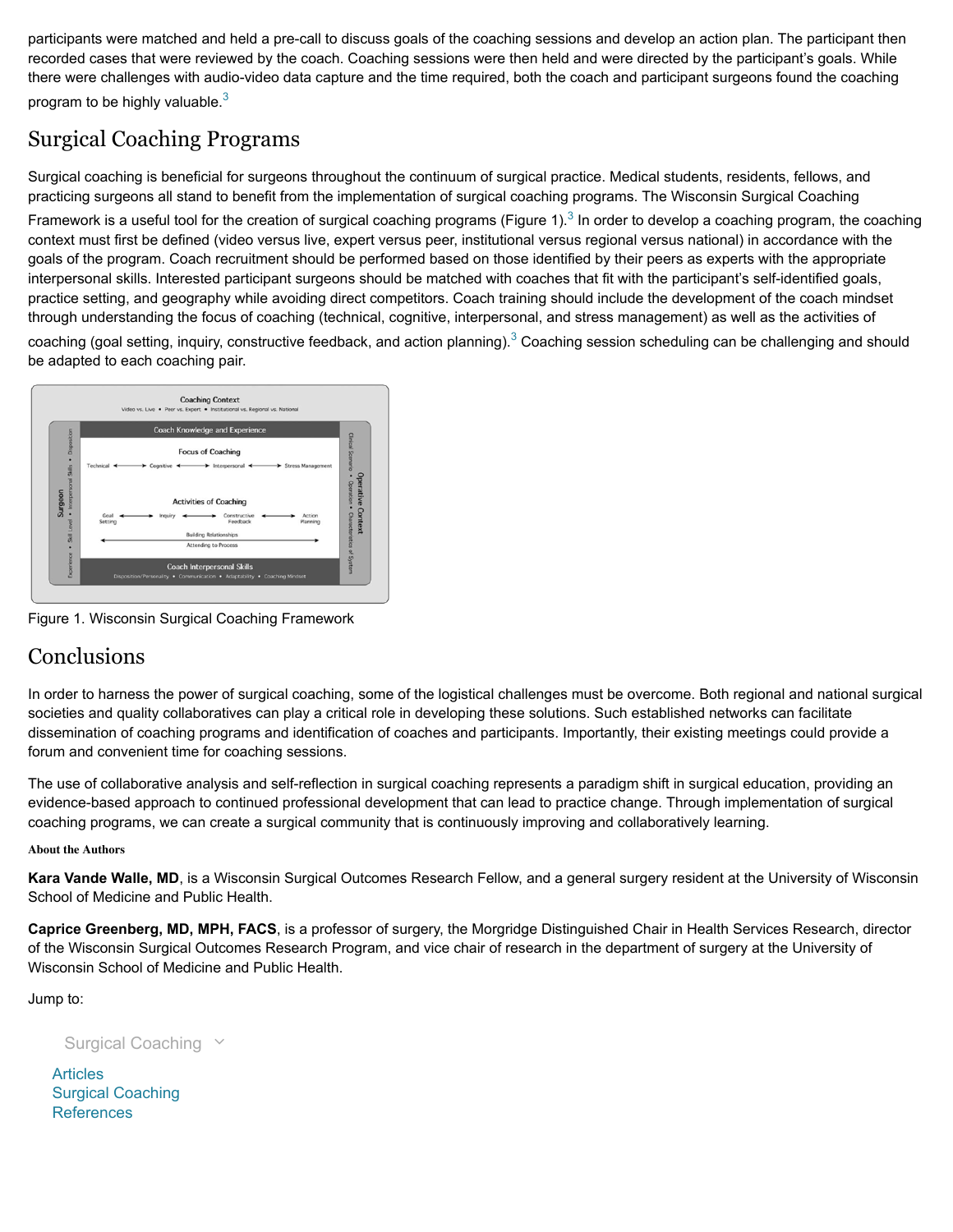participants were matched and held a pre-call to discuss goals of the coaching sessions and develop an action plan. The participant then recorded cases that were reviewed by the coach. Coaching sessions were then held and were directed by the participant's goals. While there were challenges with audio-video data capture and the time required, both the coach and participant surgeons found the coaching program to be highly valuable.[3]

## Surgical Coaching Programs

Surgical coaching is beneficial for surgeons throughout the continuum of surgical practice. Medical students, residents, fellows, and practicing surgeons all stand to benefit from the implementation of surgical coaching programs. The Wisconsin Surgical Coaching Framework is a useful tool for the creation of surgical coaching programs (Figure 1).[3] In order to develop a coaching program, the coaching context must first be defined (video versus live, expert versus peer, institutional versus regional versus national) in accordance with the goals of the program. Coach recruitment should be performed based on those identified by their peers as experts with the appropriate interpersonal skills. Interested participant surgeons should be matched with coaches that fit with the participant's self-identified goals, practice setting, and geography while avoiding direct competitors. Coach training should include the development of the coach mindset through understanding the focus of coaching (technical, cognitive, interpersonal, and stress management) as well as the activities of coaching (goal setting, inquiry, constructive feedback, and action planning).[3] Coaching session scheduling can be challenging and should be adapted to each coaching pair.

Figure 1. Wisconsin Surgical Coaching Framework

## Conclusions

In order to harness the power of surgical coaching, some of the logistical challenges must be overcome. Both regional and national surgical societies and quality collaboratives can play a critical role in developing these solutions. Such established networks can facilitate dissemination of coaching programs and identification of coaches and participants. Importantly, their existing meetings could provide a forum and convenient time for coaching sessions.

The use of collaborative analysis and self-reflection in surgical coaching represents a paradigm shift in surgical education, providing an evidence-based approach to continued professional development that can lead to practice change. Through implementation of surgical coaching programs, we can create a surgical community that is continuously improving and collaboratively learning.

#### About the Authors

**Kara Vande Walle, MD**, is a Wisconsin Surgical Outcomes Research Fellow, and a general surgery resident at the University of Wisconsin School of Medicine and Public Health.

**Caprice Greenberg, MD, MPH, FACS**, is a professor of surgery, the Morgridge Distinguished Chair in Health Services Research, director of the Wisconsin Surgical Outcomes Research Program, and vice chair of research in the department of surgery at the University of Wisconsin School of Medicine and Public Health.

Jump to:

Surgical Coaching

- Articles
- Surgical Coaching
- References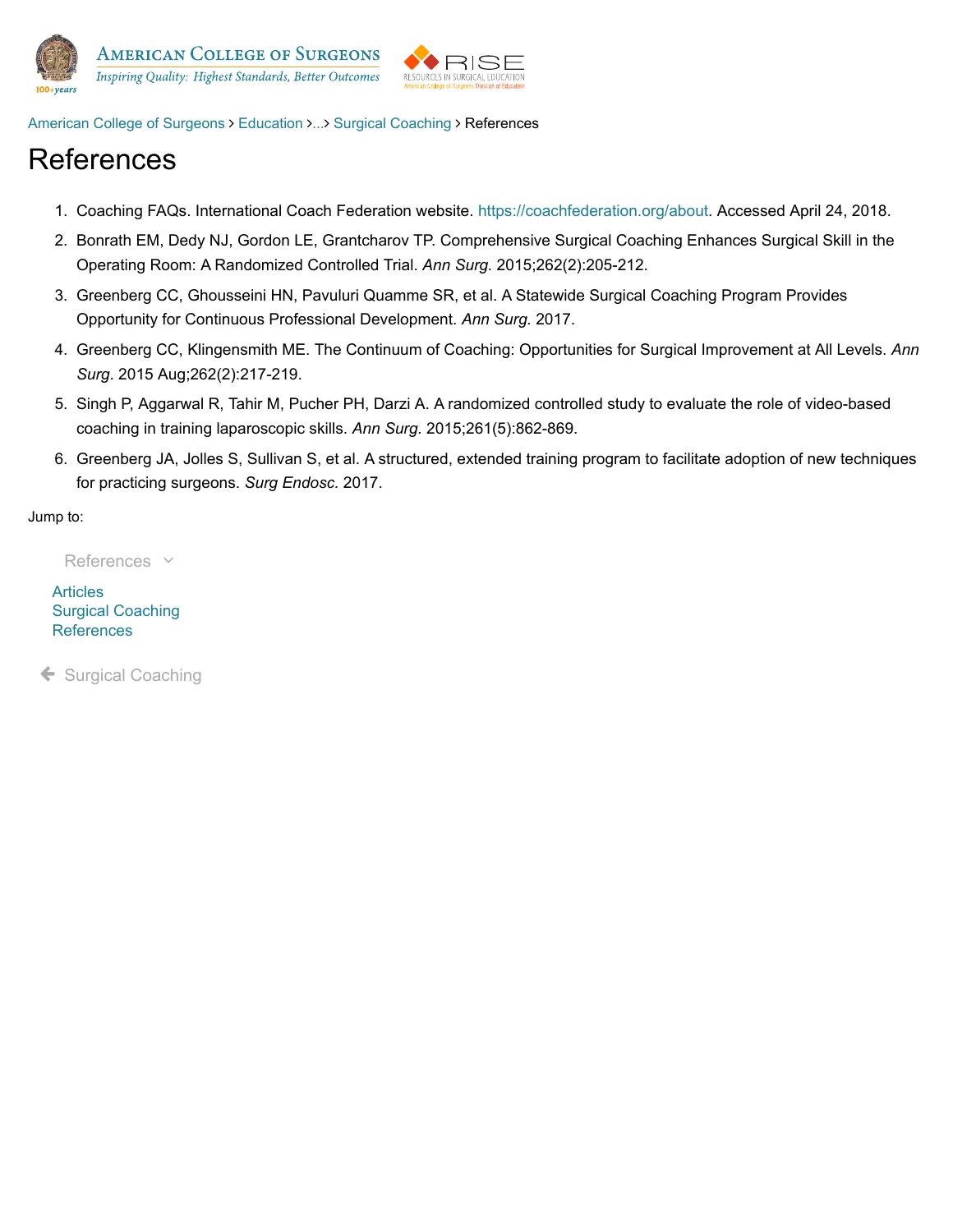American College of Surgeons › Education ›...› Surgical Coaching › References

# References

1. Coaching FAQs. International Coach Federation website. https://coachfederation.org/about. Accessed April 24, 2018.
2. Bonrath EM, Dedy NJ, Gordon LE, Grantcharov TP. Comprehensive Surgical Coaching Enhances Surgical Skill in the Operating Room: A Randomized Controlled Trial. *Ann Surg.* 2015;262(2):205-212.
3. Greenberg CC, Ghousseini HN, Pavuluri Quamme SR, et al. A Statewide Surgical Coaching Program Provides Opportunity for Continuous Professional Development. *Ann Surg.* 2017.
4. Greenberg CC, Klingensmith ME. The Continuum of Coaching: Opportunities for Surgical Improvement at All Levels. *Ann Surg*. 2015 Aug;262(2):217-219.
5. Singh P, Aggarwal R, Tahir M, Pucher PH, Darzi A. A randomized controlled study to evaluate the role of video-based coaching in training laparoscopic skills. *Ann Surg.* 2015;261(5):862-869.
6. Greenberg JA, Jolles S, Sullivan S, et al. A structured, extended training program to facilitate adoption of new techniques for practicing surgeons. *Surg Endosc.* 2017.

Jump to:

References

Articles
Surgical Coaching
References

Surgical Coaching